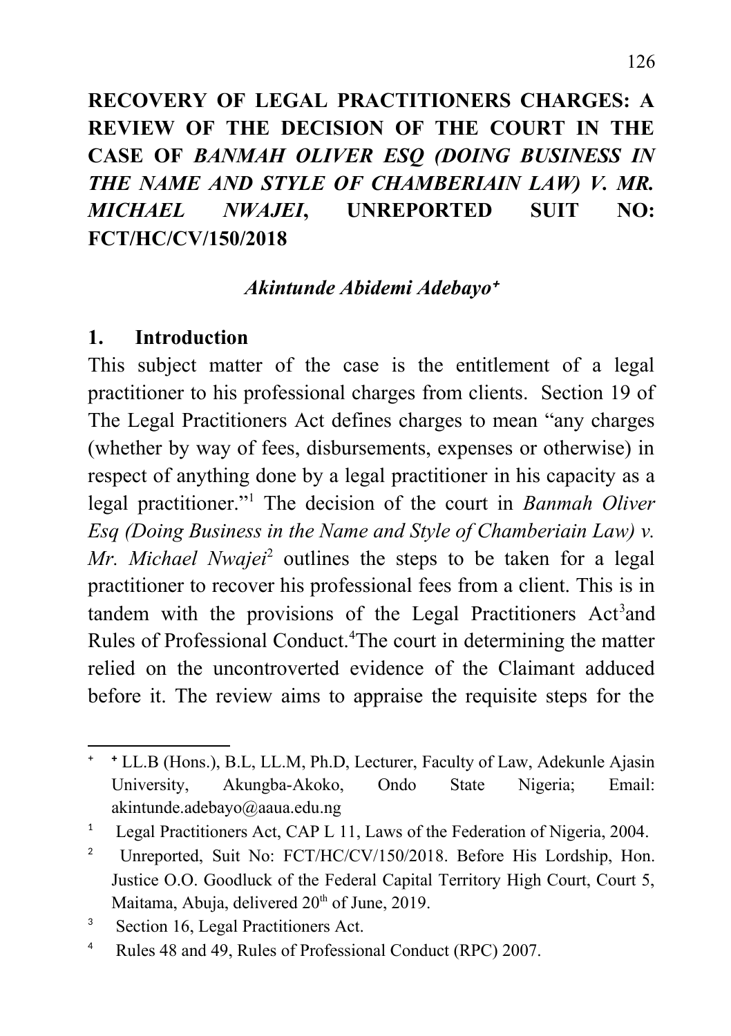# RECOVERY OF LEGAL PRACTITIONERS CHARGES: A REVIEW OF THE DECISION OF THE COURT IN THE CASE OF *BANMAH OLIVER ESQ (DOING BUSINESS IN THE NAME AND STYLE OF CHAMBERIAIN LAW) V. MR. MICHAEL NWAJEI*, UNREPORTED SUIT NO: FCT/HC/CV/150/2018

***Akintunde Abidemi Adebayo***[+]

## 1. Introduction

This subject matter of the case is the entitlement of a legal practitioner to his professional charges from clients. Section 19 of The Legal Practitioners Act defines charges to mean "any charges (whether by way of fees, disbursements, expenses or otherwise) in respect of anything done by a legal practitioner in his capacity as a legal practitioner."[1] The decision of the court in *Banmah Oliver Esq (Doing Business in the Name and Style of Chamberiain Law) v. Mr. Michael Nwajei*[2] outlines the steps to be taken for a legal practitioner to recover his professional fees from a client. This is in tandem with the provisions of the Legal Practitioners Act[3]and Rules of Professional Conduct.[4]The court in determining the matter relied on the uncontroverted evidence of the Claimant adduced before it. The review aims to appraise the requisite steps for the

---

[+] LL.B (Hons.), B.L, LL.M, Ph.D, Lecturer, Faculty of Law, Adekunle Ajasin University, Akungba-Akoko, Ondo State Nigeria; Email: akintunde.adebayo@aaua.edu.ng

[1] Legal Practitioners Act, CAP L 11, Laws of the Federation of Nigeria, 2004.

[2] Unreported, Suit No: FCT/HC/CV/150/2018. Before His Lordship, Hon. Justice O.O. Goodluck of the Federal Capital Territory High Court, Court 5, Maitama, Abuja, delivered 20th of June, 2019.

[3] Section 16, Legal Practitioners Act.

[4] Rules 48 and 49, Rules of Professional Conduct (RPC) 2007.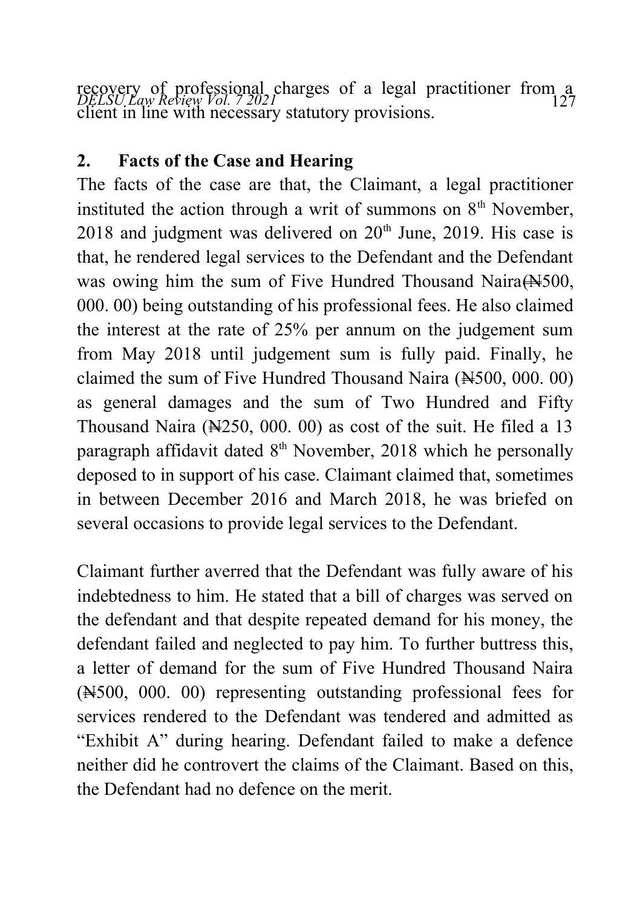recovery of professional charges of a legal practitioner from a client in line with necessary statutory provisions.

## 2. Facts of the Case and Hearing

The facts of the case are that, the Claimant, a legal practitioner instituted the action through a writ of summons on 8th November, 2018 and judgment was delivered on 20th June, 2019. His case is that, he rendered legal services to the Defendant and the Defendant was owing him the sum of Five Hundred Thousand Naira(₦500, 000. 00) being outstanding of his professional fees. He also claimed the interest at the rate of 25% per annum on the judgement sum from May 2018 until judgement sum is fully paid. Finally, he claimed the sum of Five Hundred Thousand Naira (₦500, 000. 00) as general damages and the sum of Two Hundred and Fifty Thousand Naira (₦250, 000. 00) as cost of the suit. He filed a 13 paragraph affidavit dated 8th November, 2018 which he personally deposed to in support of his case. Claimant claimed that, sometimes in between December 2016 and March 2018, he was briefed on several occasions to provide legal services to the Defendant.

Claimant further averred that the Defendant was fully aware of his indebtedness to him. He stated that a bill of charges was served on the defendant and that despite repeated demand for his money, the defendant failed and neglected to pay him. To further buttress this, a letter of demand for the sum of Five Hundred Thousand Naira (₦500, 000. 00) representing outstanding professional fees for services rendered to the Defendant was tendered and admitted as "Exhibit A" during hearing. Defendant failed to make a defence neither did he controvert the claims of the Claimant. Based on this, the Defendant had no defence on the merit.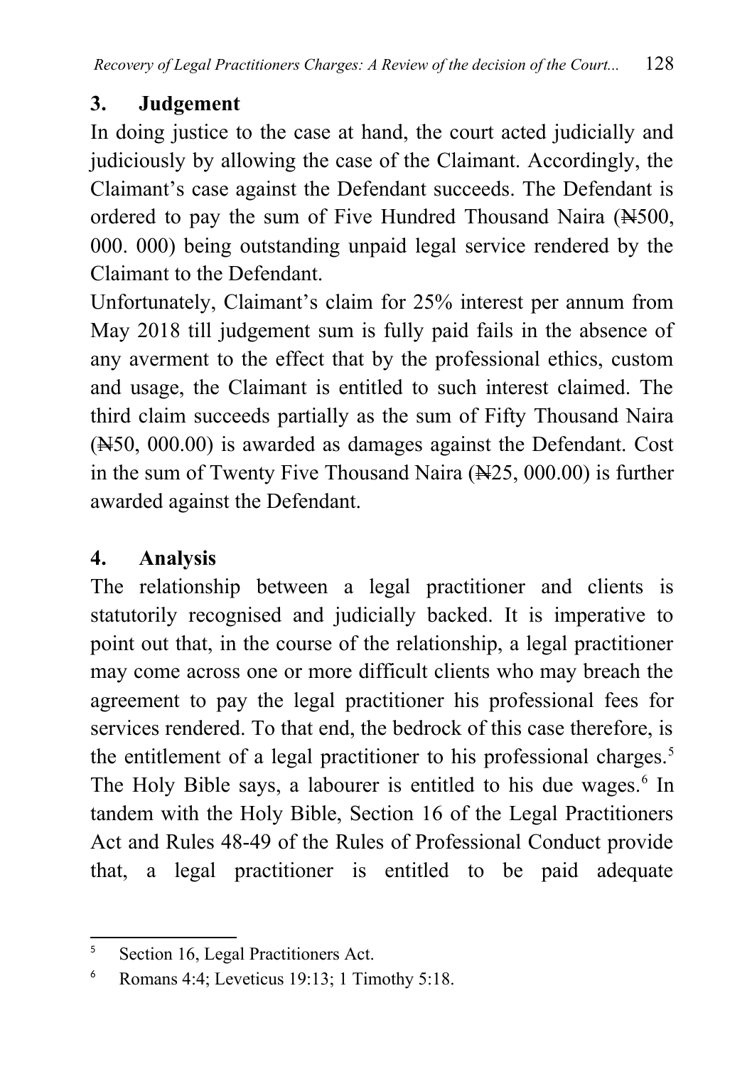## 3. Judgement

In doing justice to the case at hand, the court acted judicially and judiciously by allowing the case of the Claimant. Accordingly, the Claimant's case against the Defendant succeeds. The Defendant is ordered to pay the sum of Five Hundred Thousand Naira (₦500, 000. 000) being outstanding unpaid legal service rendered by the Claimant to the Defendant.

Unfortunately, Claimant's claim for 25% interest per annum from May 2018 till judgement sum is fully paid fails in the absence of any averment to the effect that by the professional ethics, custom and usage, the Claimant is entitled to such interest claimed. The third claim succeeds partially as the sum of Fifty Thousand Naira (₦50, 000.00) is awarded as damages against the Defendant. Cost in the sum of Twenty Five Thousand Naira (₦25, 000.00) is further awarded against the Defendant.

## 4. Analysis

The relationship between a legal practitioner and clients is statutorily recognised and judicially backed. It is imperative to point out that, in the course of the relationship, a legal practitioner may come across one or more difficult clients who may breach the agreement to pay the legal practitioner his professional fees for services rendered. To that end, the bedrock of this case therefore, is the entitlement of a legal practitioner to his professional charges.[5] The Holy Bible says, a labourer is entitled to his due wages.[6] In tandem with the Holy Bible, Section 16 of the Legal Practitioners Act and Rules 48-49 of the Rules of Professional Conduct provide that, a legal practitioner is entitled to be paid adequate

---

[5] Section 16, Legal Practitioners Act.

[6] Romans 4:4; Leveticus 19:13; 1 Timothy 5:18.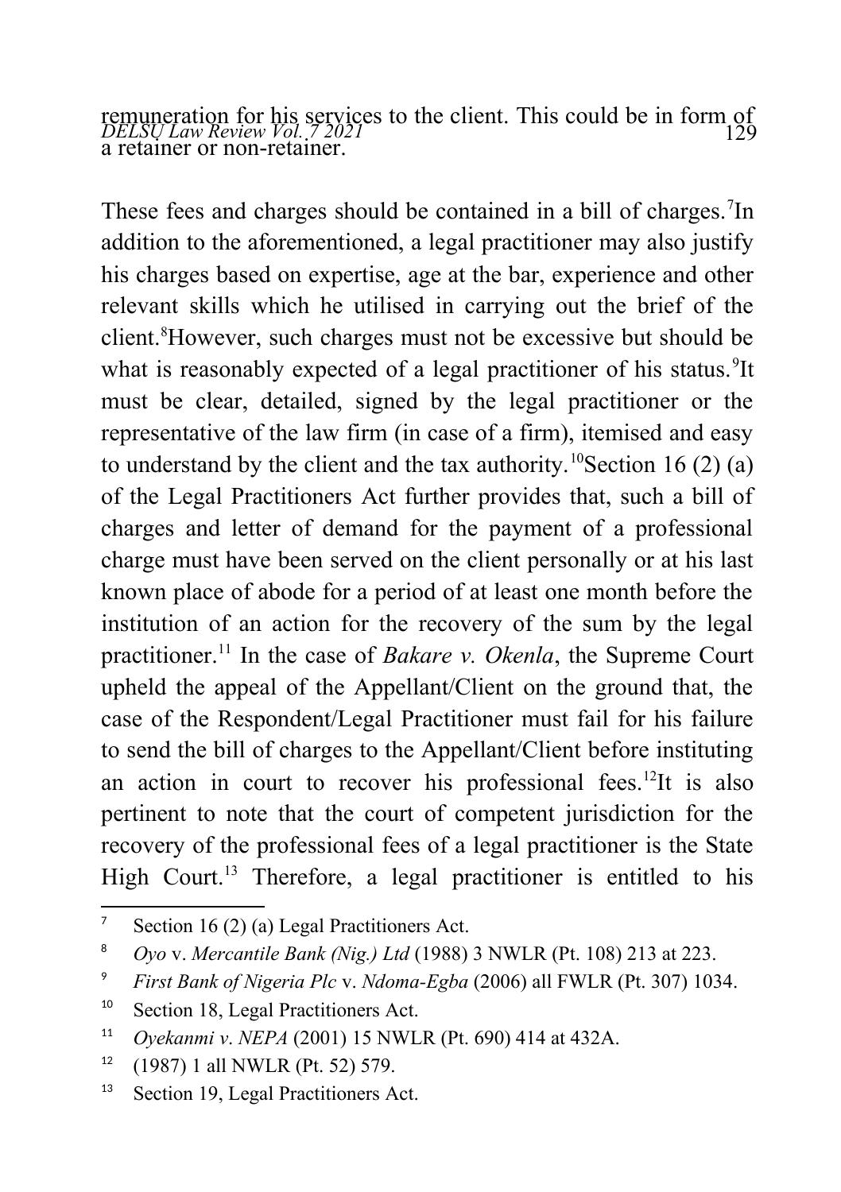remuneration for his services to the client. This could be in form of a retainer or non-retainer.

These fees and charges should be contained in a bill of charges.[7] In addition to the aforementioned, a legal practitioner may also justify his charges based on expertise, age at the bar, experience and other relevant skills which he utilised in carrying out the brief of the client.[8] However, such charges must not be excessive but should be what is reasonably expected of a legal practitioner of his status.[9] It must be clear, detailed, signed by the legal practitioner or the representative of the law firm (in case of a firm), itemised and easy to understand by the client and the tax authority.[10] Section 16 (2) (a) of the Legal Practitioners Act further provides that, such a bill of charges and letter of demand for the payment of a professional charge must have been served on the client personally or at his last known place of abode for a period of at least one month before the institution of an action for the recovery of the sum by the legal practitioner.[11] In the case of *Bakare v. Okenla*, the Supreme Court upheld the appeal of the Appellant/Client on the ground that, the case of the Respondent/Legal Practitioner must fail for his failure to send the bill of charges to the Appellant/Client before instituting an action in court to recover his professional fees.[12] It is also pertinent to note that the court of competent jurisdiction for the recovery of the professional fees of a legal practitioner is the State High Court.[13] Therefore, a legal practitioner is entitled to his

---

[7] Section 16 (2) (a) Legal Practitioners Act.

[8] *Oyo* v. *Mercantile Bank (Nig.) Ltd* (1988) 3 NWLR (Pt. 108) 213 at 223.

[9] *First Bank of Nigeria Plc* v. *Ndoma-Egba* (2006) all FWLR (Pt. 307) 1034.

[10] Section 18, Legal Practitioners Act.

[11] *Oyekanmi v. NEPA* (2001) 15 NWLR (Pt. 690) 414 at 432A.

[12] (1987) 1 all NWLR (Pt. 52) 579.

[13] Section 19, Legal Practitioners Act.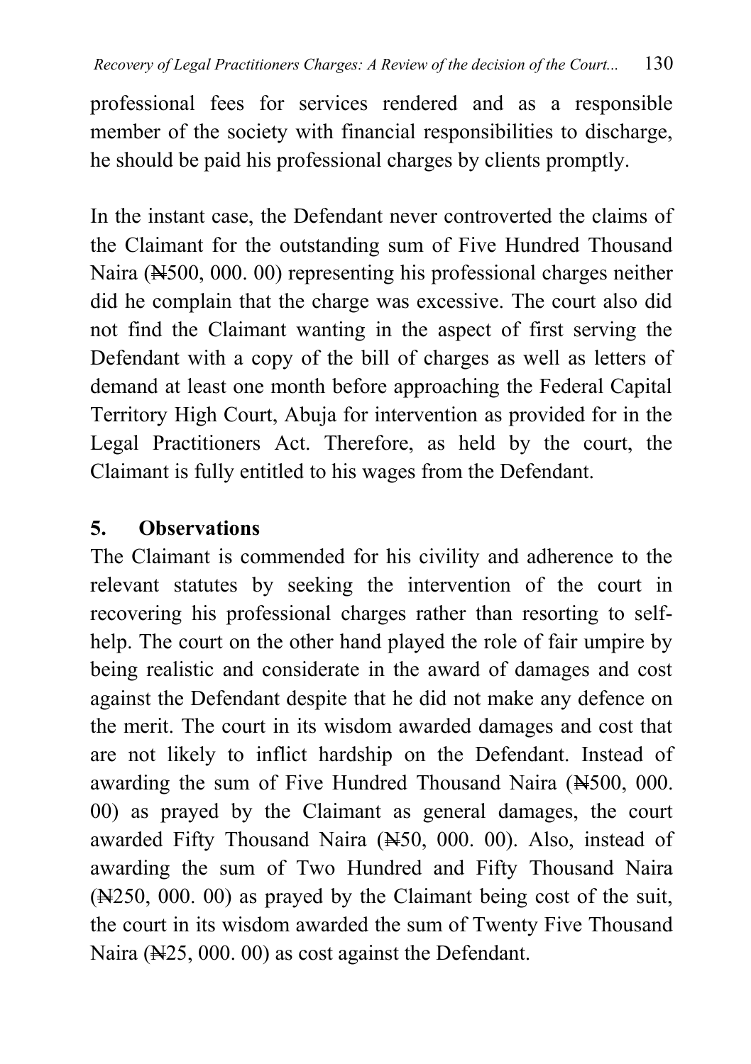professional fees for services rendered and as a responsible member of the society with financial responsibilities to discharge, he should be paid his professional charges by clients promptly.

In the instant case, the Defendant never controverted the claims of the Claimant for the outstanding sum of Five Hundred Thousand Naira (₦500, 000. 00) representing his professional charges neither did he complain that the charge was excessive. The court also did not find the Claimant wanting in the aspect of first serving the Defendant with a copy of the bill of charges as well as letters of demand at least one month before approaching the Federal Capital Territory High Court, Abuja for intervention as provided for in the Legal Practitioners Act. Therefore, as held by the court, the Claimant is fully entitled to his wages from the Defendant.

## 5. Observations

The Claimant is commended for his civility and adherence to the relevant statutes by seeking the intervention of the court in recovering his professional charges rather than resorting to self-help. The court on the other hand played the role of fair umpire by being realistic and considerate in the award of damages and cost against the Defendant despite that he did not make any defence on the merit. The court in its wisdom awarded damages and cost that are not likely to inflict hardship on the Defendant. Instead of awarding the sum of Five Hundred Thousand Naira (₦500, 000. 00) as prayed by the Claimant as general damages, the court awarded Fifty Thousand Naira (₦50, 000. 00). Also, instead of awarding the sum of Two Hundred and Fifty Thousand Naira (₦250, 000. 00) as prayed by the Claimant being cost of the suit, the court in its wisdom awarded the sum of Twenty Five Thousand Naira (₦25, 000. 00) as cost against the Defendant.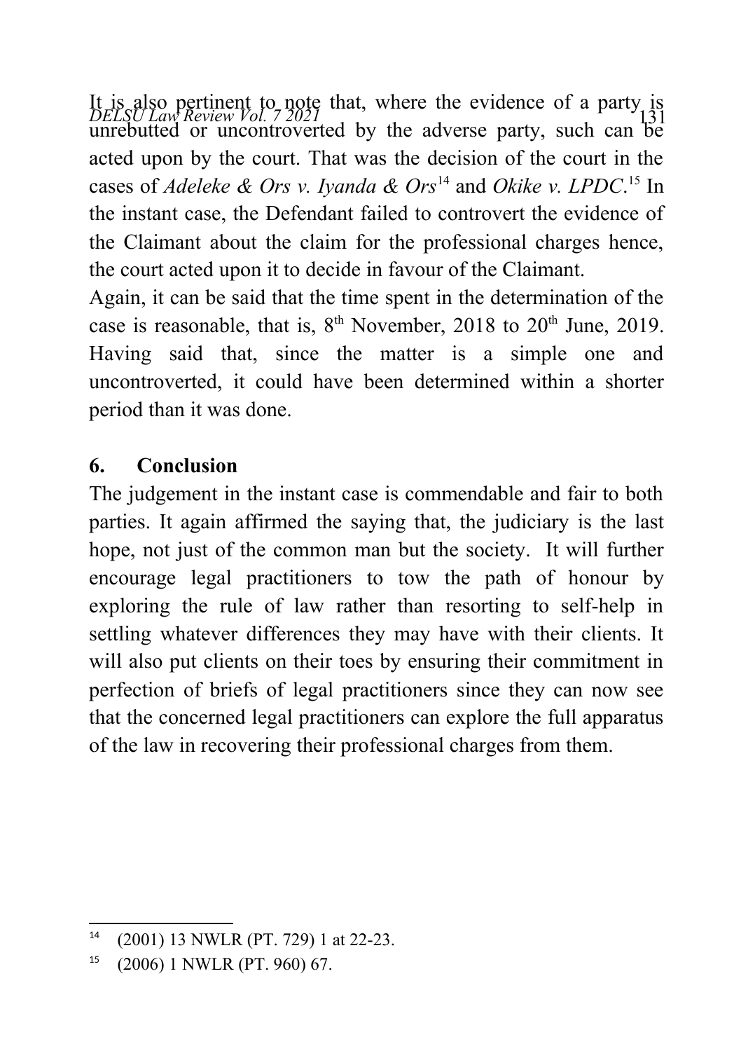It is also pertinent to note that, where the evidence of a party is unrebutted or uncontroverted by the adverse party, such can be acted upon by the court. That was the decision of the court in the cases of *Adeleke & Ors v. Iyanda & Ors*[14] and *Okike v. LPDC*.[15] In the instant case, the Defendant failed to controvert the evidence of the Claimant about the claim for the professional charges hence, the court acted upon it to decide in favour of the Claimant.

Again, it can be said that the time spent in the determination of the case is reasonable, that is, 8th November, 2018 to 20th June, 2019. Having said that, since the matter is a simple one and uncontroverted, it could have been determined within a shorter period than it was done.

## 6. Conclusion

The judgement in the instant case is commendable and fair to both parties. It again affirmed the saying that, the judiciary is the last hope, not just of the common man but the society. It will further encourage legal practitioners to tow the path of honour by exploring the rule of law rather than resorting to self-help in settling whatever differences they may have with their clients. It will also put clients on their toes by ensuring their commitment in perfection of briefs of legal practitioners since they can now see that the concerned legal practitioners can explore the full apparatus of the law in recovering their professional charges from them.

---

[14] (2001) 13 NWLR (PT. 729) 1 at 22-23.

[15] (2006) 1 NWLR (PT. 960) 67.